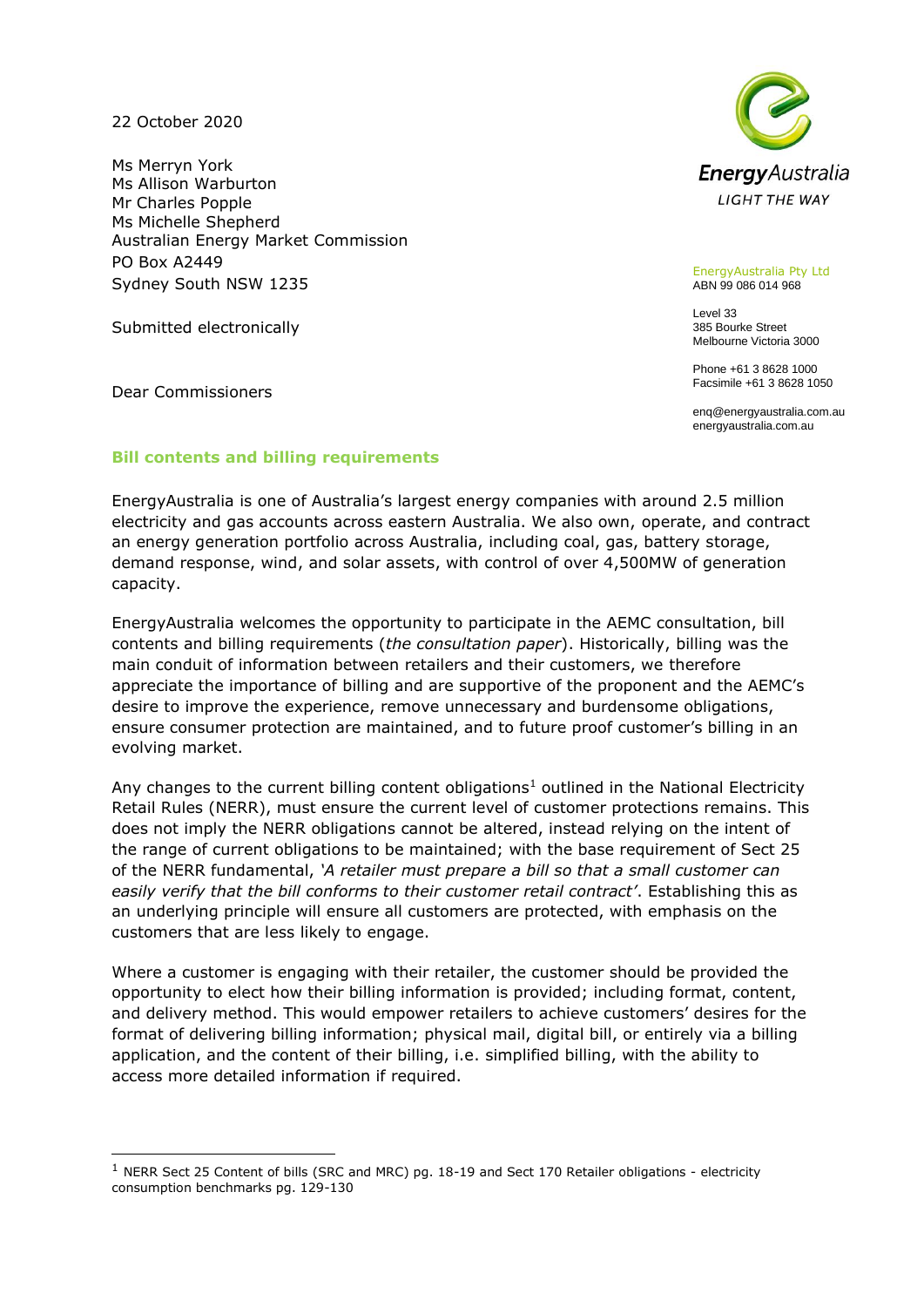22 October 2020

Ms Merryn York
Ms Allison Warburton
Mr Charles Popple
Ms Michelle Shepherd
Australian Energy Market Commission
PO Box A2449
Sydney South NSW 1235

Submitted electronically

EnergyAustralia
LIGHT THE WAY

EnergyAustralia Pty Ltd
ABN 99 086 014 968

Level 33
385 Bourke Street
Melbourne Victoria 3000

Phone +61 3 8628 1000
Facsimile +61 3 8628 1050

enq@energyaustralia.com.au
energyaustralia.com.au

Dear Commissioners

## Bill contents and billing requirements

EnergyAustralia is one of Australia's largest energy companies with around 2.5 million electricity and gas accounts across eastern Australia. We also own, operate, and contract an energy generation portfolio across Australia, including coal, gas, battery storage, demand response, wind, and solar assets, with control of over 4,500MW of generation capacity.

EnergyAustralia welcomes the opportunity to participate in the AEMC consultation, bill contents and billing requirements (*the consultation paper*). Historically, billing was the main conduit of information between retailers and their customers, we therefore appreciate the importance of billing and are supportive of the proponent and the AEMC's desire to improve the experience, remove unnecessary and burdensome obligations, ensure consumer protection are maintained, and to future proof customer's billing in an evolving market.

Any changes to the current billing content obligations[1] outlined in the National Electricity Retail Rules (NERR), must ensure the current level of customer protections remains. This does not imply the NERR obligations cannot be altered, instead relying on the intent of the range of current obligations to be maintained; with the base requirement of Sect 25 of the NERR fundamental, *'A retailer must prepare a bill so that a small customer can easily verify that the bill conforms to their customer retail contract'*. Establishing this as an underlying principle will ensure all customers are protected, with emphasis on the customers that are less likely to engage.

Where a customer is engaging with their retailer, the customer should be provided the opportunity to elect how their billing information is provided; including format, content, and delivery method. This would empower retailers to achieve customers' desires for the format of delivering billing information; physical mail, digital bill, or entirely via a billing application, and the content of their billing, i.e. simplified billing, with the ability to access more detailed information if required.

---

[1] NERR Sect 25 Content of bills (SRC and MRC) pg. 18-19 and Sect 170 Retailer obligations - electricity consumption benchmarks pg. 129-130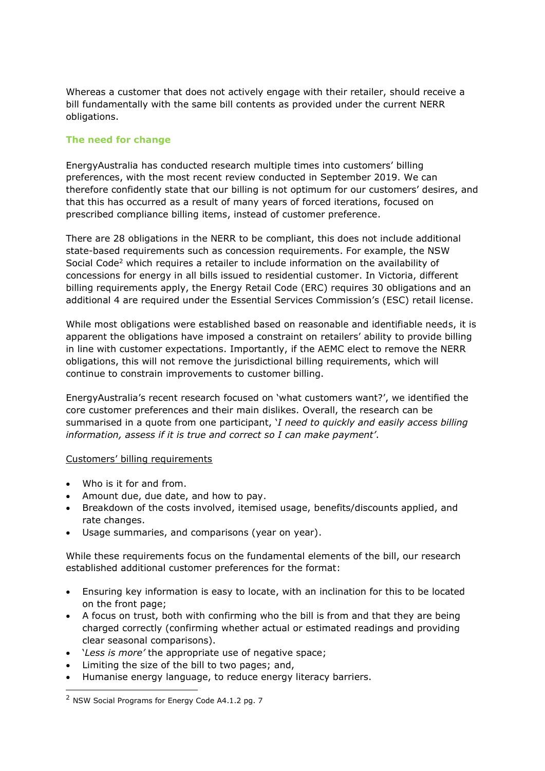Whereas a customer that does not actively engage with their retailer, should receive a bill fundamentally with the same bill contents as provided under the current NERR obligations.

### The need for change

EnergyAustralia has conducted research multiple times into customers' billing preferences, with the most recent review conducted in September 2019. We can therefore confidently state that our billing is not optimum for our customers' desires, and that this has occurred as a result of many years of forced iterations, focused on prescribed compliance billing items, instead of customer preference.

There are 28 obligations in the NERR to be compliant, this does not include additional state-based requirements such as concession requirements. For example, the NSW Social Code[2] which requires a retailer to include information on the availability of concessions for energy in all bills issued to residential customer. In Victoria, different billing requirements apply, the Energy Retail Code (ERC) requires 30 obligations and an additional 4 are required under the Essential Services Commission's (ESC) retail license.

While most obligations were established based on reasonable and identifiable needs, it is apparent the obligations have imposed a constraint on retailers' ability to provide billing in line with customer expectations. Importantly, if the AEMC elect to remove the NERR obligations, this will not remove the jurisdictional billing requirements, which will continue to constrain improvements to customer billing.

EnergyAustralia's recent research focused on 'what customers want?', we identified the core customer preferences and their main dislikes. Overall, the research can be summarised in a quote from one participant, '*I need to quickly and easily access billing information, assess if it is true and correct so I can make payment'*.

<u>Customers' billing requirements</u>

- Who is it for and from.
- Amount due, due date, and how to pay.
- Breakdown of the costs involved, itemised usage, benefits/discounts applied, and rate changes.
- Usage summaries, and comparisons (year on year).

While these requirements focus on the fundamental elements of the bill, our research established additional customer preferences for the format:

- Ensuring key information is easy to locate, with an inclination for this to be located on the front page;
- A focus on trust, both with confirming who the bill is from and that they are being charged correctly (confirming whether actual or estimated readings and providing clear seasonal comparisons).
- '*Less is more'* the appropriate use of negative space;
- Limiting the size of the bill to two pages; and,
- Humanise energy language, to reduce energy literacy barriers.

[2] NSW Social Programs for Energy Code A4.1.2 pg. 7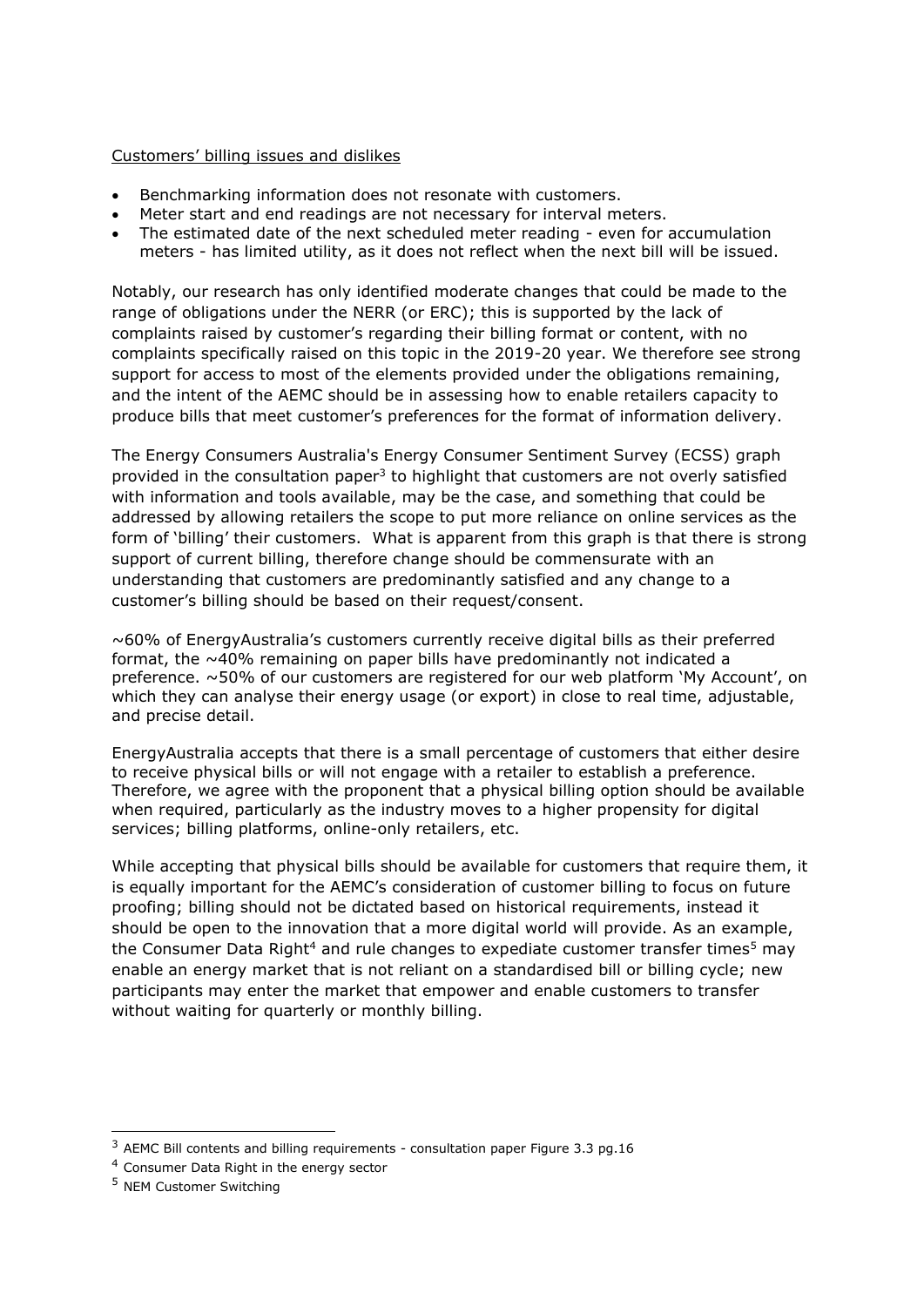Customers' billing issues and dislikes

- Benchmarking information does not resonate with customers.
- Meter start and end readings are not necessary for interval meters.
- The estimated date of the next scheduled meter reading - even for accumulation meters - has limited utility, as it does not reflect when the next bill will be issued.

Notably, our research has only identified moderate changes that could be made to the range of obligations under the NERR (or ERC); this is supported by the lack of complaints raised by customer's regarding their billing format or content, with no complaints specifically raised on this topic in the 2019-20 year. We therefore see strong support for access to most of the elements provided under the obligations remaining, and the intent of the AEMC should be in assessing how to enable retailers capacity to produce bills that meet customer's preferences for the format of information delivery.

The Energy Consumers Australia's Energy Consumer Sentiment Survey (ECSS) graph provided in the consultation paper[3] to highlight that customers are not overly satisfied with information and tools available, may be the case, and something that could be addressed by allowing retailers the scope to put more reliance on online services as the form of 'billing' their customers. What is apparent from this graph is that there is strong support of current billing, therefore change should be commensurate with an understanding that customers are predominantly satisfied and any change to a customer's billing should be based on their request/consent.

~60% of EnergyAustralia's customers currently receive digital bills as their preferred format, the ~40% remaining on paper bills have predominantly not indicated a preference. ~50% of our customers are registered for our web platform 'My Account', on which they can analyse their energy usage (or export) in close to real time, adjustable, and precise detail.

EnergyAustralia accepts that there is a small percentage of customers that either desire to receive physical bills or will not engage with a retailer to establish a preference. Therefore, we agree with the proponent that a physical billing option should be available when required, particularly as the industry moves to a higher propensity for digital services; billing platforms, online-only retailers, etc.

While accepting that physical bills should be available for customers that require them, it is equally important for the AEMC's consideration of customer billing to focus on future proofing; billing should not be dictated based on historical requirements, instead it should be open to the innovation that a more digital world will provide. As an example, the Consumer Data Right[4] and rule changes to expediate customer transfer times[5] may enable an energy market that is not reliant on a standardised bill or billing cycle; new participants may enter the market that empower and enable customers to transfer without waiting for quarterly or monthly billing.

---

[3] AEMC Bill contents and billing requirements - consultation paper Figure 3.3 pg.16

[4] Consumer Data Right in the energy sector

[5] NEM Customer Switching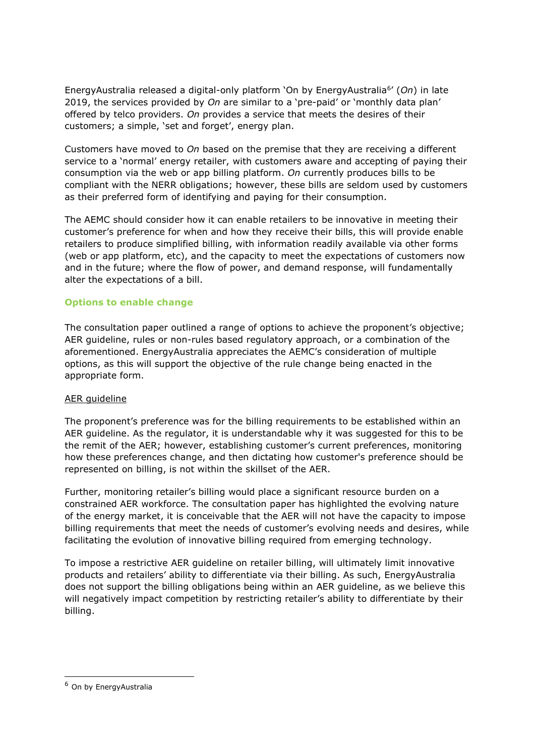EnergyAustralia released a digital-only platform 'On by EnergyAustralia[6]' (*On*) in late 2019, the services provided by *On* are similar to a 'pre-paid' or 'monthly data plan' offered by telco providers. *On* provides a service that meets the desires of their customers; a simple, 'set and forget', energy plan.

Customers have moved to *On* based on the premise that they are receiving a different service to a 'normal' energy retailer, with customers aware and accepting of paying their consumption via the web or app billing platform. *On* currently produces bills to be compliant with the NERR obligations; however, these bills are seldom used by customers as their preferred form of identifying and paying for their consumption.

The AEMC should consider how it can enable retailers to be innovative in meeting their customer's preference for when and how they receive their bills, this will provide enable retailers to produce simplified billing, with information readily available via other forms (web or app platform, etc), and the capacity to meet the expectations of customers now and in the future; where the flow of power, and demand response, will fundamentally alter the expectations of a bill.

### Options to enable change

The consultation paper outlined a range of options to achieve the proponent's objective; AER guideline, rules or non-rules based regulatory approach, or a combination of the aforementioned. EnergyAustralia appreciates the AEMC's consideration of multiple options, as this will support the objective of the rule change being enacted in the appropriate form.

#### AER guideline

The proponent's preference was for the billing requirements to be established within an AER guideline. As the regulator, it is understandable why it was suggested for this to be the remit of the AER; however, establishing customer's current preferences, monitoring how these preferences change, and then dictating how customer's preference should be represented on billing, is not within the skillset of the AER.

Further, monitoring retailer's billing would place a significant resource burden on a constrained AER workforce. The consultation paper has highlighted the evolving nature of the energy market, it is conceivable that the AER will not have the capacity to impose billing requirements that meet the needs of customer's evolving needs and desires, while facilitating the evolution of innovative billing required from emerging technology.

To impose a restrictive AER guideline on retailer billing, will ultimately limit innovative products and retailers' ability to differentiate via their billing. As such, EnergyAustralia does not support the billing obligations being within an AER guideline, as we believe this will negatively impact competition by restricting retailer's ability to differentiate by their billing.

---

[6] On by EnergyAustralia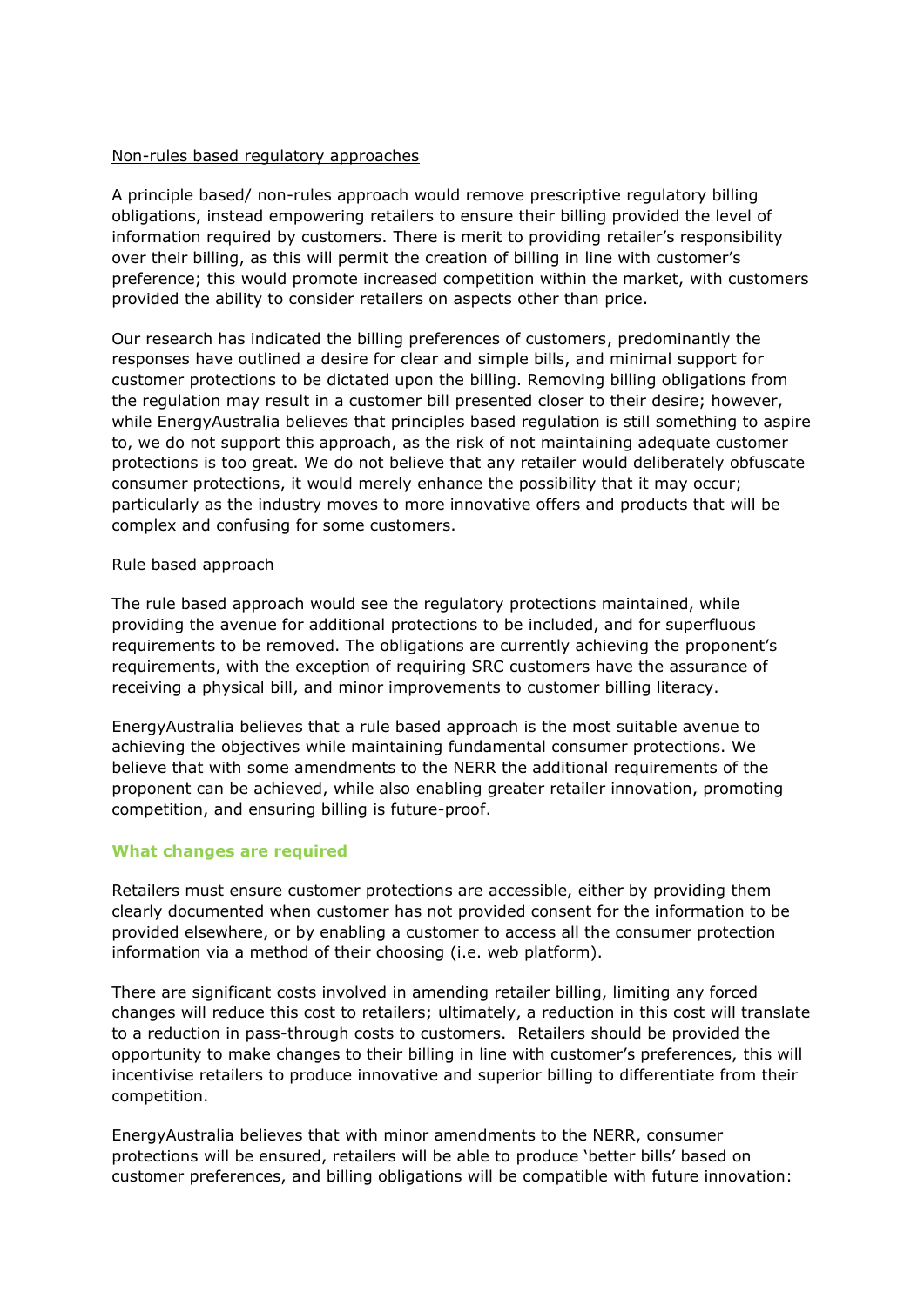<u>Non-rules based regulatory approaches</u>

A principle based/ non-rules approach would remove prescriptive regulatory billing obligations, instead empowering retailers to ensure their billing provided the level of information required by customers. There is merit to providing retailer's responsibility over their billing, as this will permit the creation of billing in line with customer's preference; this would promote increased competition within the market, with customers provided the ability to consider retailers on aspects other than price.

Our research has indicated the billing preferences of customers, predominantly the responses have outlined a desire for clear and simple bills, and minimal support for customer protections to be dictated upon the billing. Removing billing obligations from the regulation may result in a customer bill presented closer to their desire; however, while EnergyAustralia believes that principles based regulation is still something to aspire to, we do not support this approach, as the risk of not maintaining adequate customer protections is too great. We do not believe that any retailer would deliberately obfuscate consumer protections, it would merely enhance the possibility that it may occur; particularly as the industry moves to more innovative offers and products that will be complex and confusing for some customers.

<u>Rule based approach</u>

The rule based approach would see the regulatory protections maintained, while providing the avenue for additional protections to be included, and for superfluous requirements to be removed. The obligations are currently achieving the proponent's requirements, with the exception of requiring SRC customers have the assurance of receiving a physical bill, and minor improvements to customer billing literacy.

EnergyAustralia believes that a rule based approach is the most suitable avenue to achieving the objectives while maintaining fundamental consumer protections. We believe that with some amendments to the NERR the additional requirements of the proponent can be achieved, while also enabling greater retailer innovation, promoting competition, and ensuring billing is future-proof.

## What changes are required

Retailers must ensure customer protections are accessible, either by providing them clearly documented when customer has not provided consent for the information to be provided elsewhere, or by enabling a customer to access all the consumer protection information via a method of their choosing (i.e. web platform).

There are significant costs involved in amending retailer billing, limiting any forced changes will reduce this cost to retailers; ultimately, a reduction in this cost will translate to a reduction in pass-through costs to customers. Retailers should be provided the opportunity to make changes to their billing in line with customer's preferences, this will incentivise retailers to produce innovative and superior billing to differentiate from their competition.

EnergyAustralia believes that with minor amendments to the NERR, consumer protections will be ensured, retailers will be able to produce 'better bills' based on customer preferences, and billing obligations will be compatible with future innovation: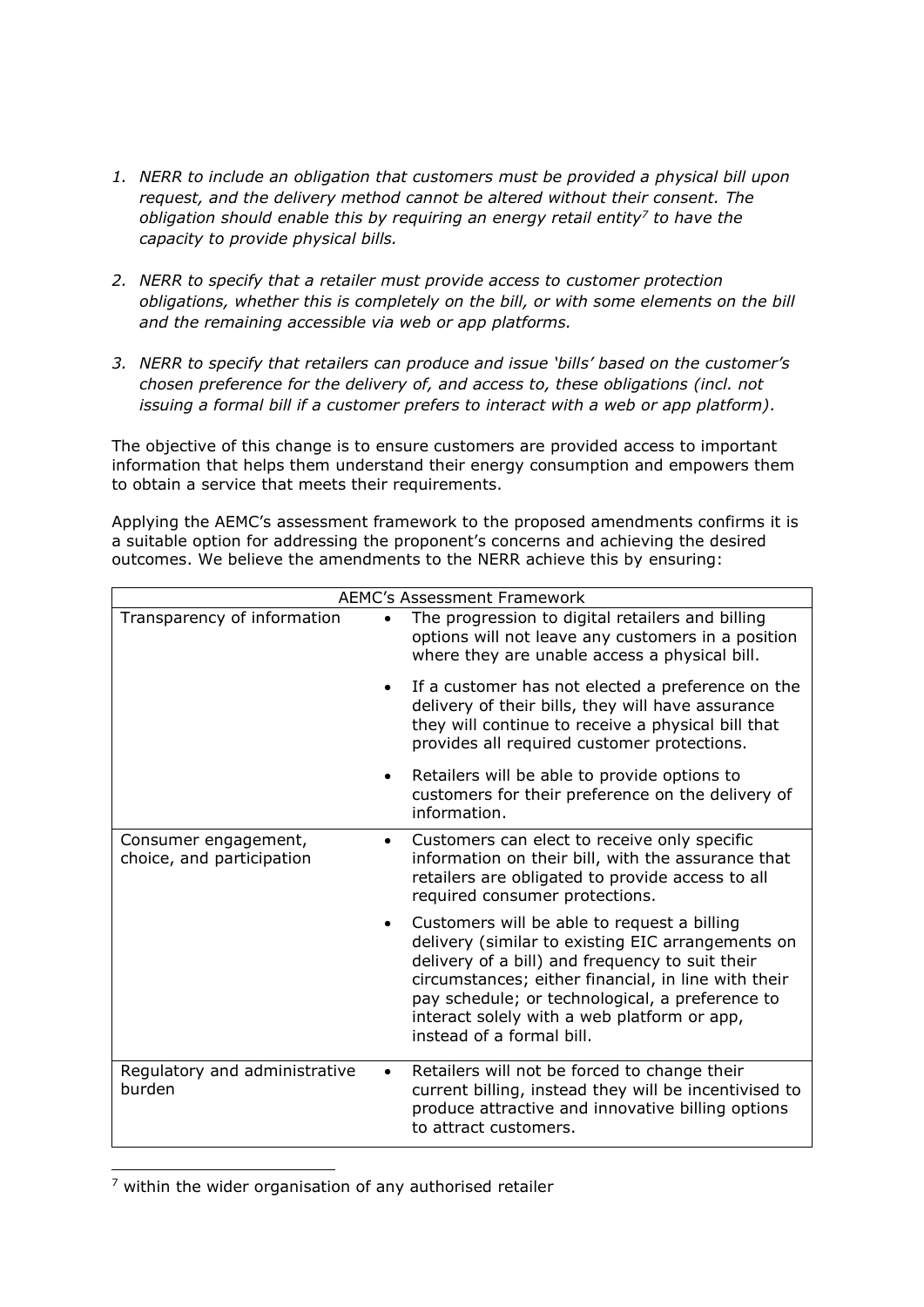1. *NERR to include an obligation that customers must be provided a physical bill upon request, and the delivery method cannot be altered without their consent. The obligation should enable this by requiring an energy retail entity[7] to have the capacity to provide physical bills.*

2. *NERR to specify that a retailer must provide access to customer protection obligations, whether this is completely on the bill, or with some elements on the bill and the remaining accessible via web or app platforms.*

3. *NERR to specify that retailers can produce and issue 'bills' based on the customer's chosen preference for the delivery of, and access to, these obligations (incl. not issuing a formal bill if a customer prefers to interact with a web or app platform).*

The objective of this change is to ensure customers are provided access to important information that helps them understand their energy consumption and empowers them to obtain a service that meets their requirements.

Applying the AEMC's assessment framework to the proposed amendments confirms it is a suitable option for addressing the proponent's concerns and achieving the desired outcomes. We believe the amendments to the NERR achieve this by ensuring:

| AEMC's Assessment Framework | |
|---|---|
| Transparency of information | • The progression to digital retailers and billing options will not leave any customers in a position where they are unable access a physical bill.<br>• If a customer has not elected a preference on the delivery of their bills, they will have assurance they will continue to receive a physical bill that provides all required customer protections.<br>• Retailers will be able to provide options to customers for their preference on the delivery of information. |
| Consumer engagement, choice, and participation | • Customers can elect to receive only specific information on their bill, with the assurance that retailers are obligated to provide access to all required consumer protections.<br>• Customers will be able to request a billing delivery (similar to existing EIC arrangements on delivery of a bill) and frequency to suit their circumstances; either financial, in line with their pay schedule; or technological, a preference to interact solely with a web platform or app, instead of a formal bill. |
| Regulatory and administrative burden | • Retailers will not be forced to change their current billing, instead they will be incentivised to produce attractive and innovative billing options to attract customers. |

[7] within the wider organisation of any authorised retailer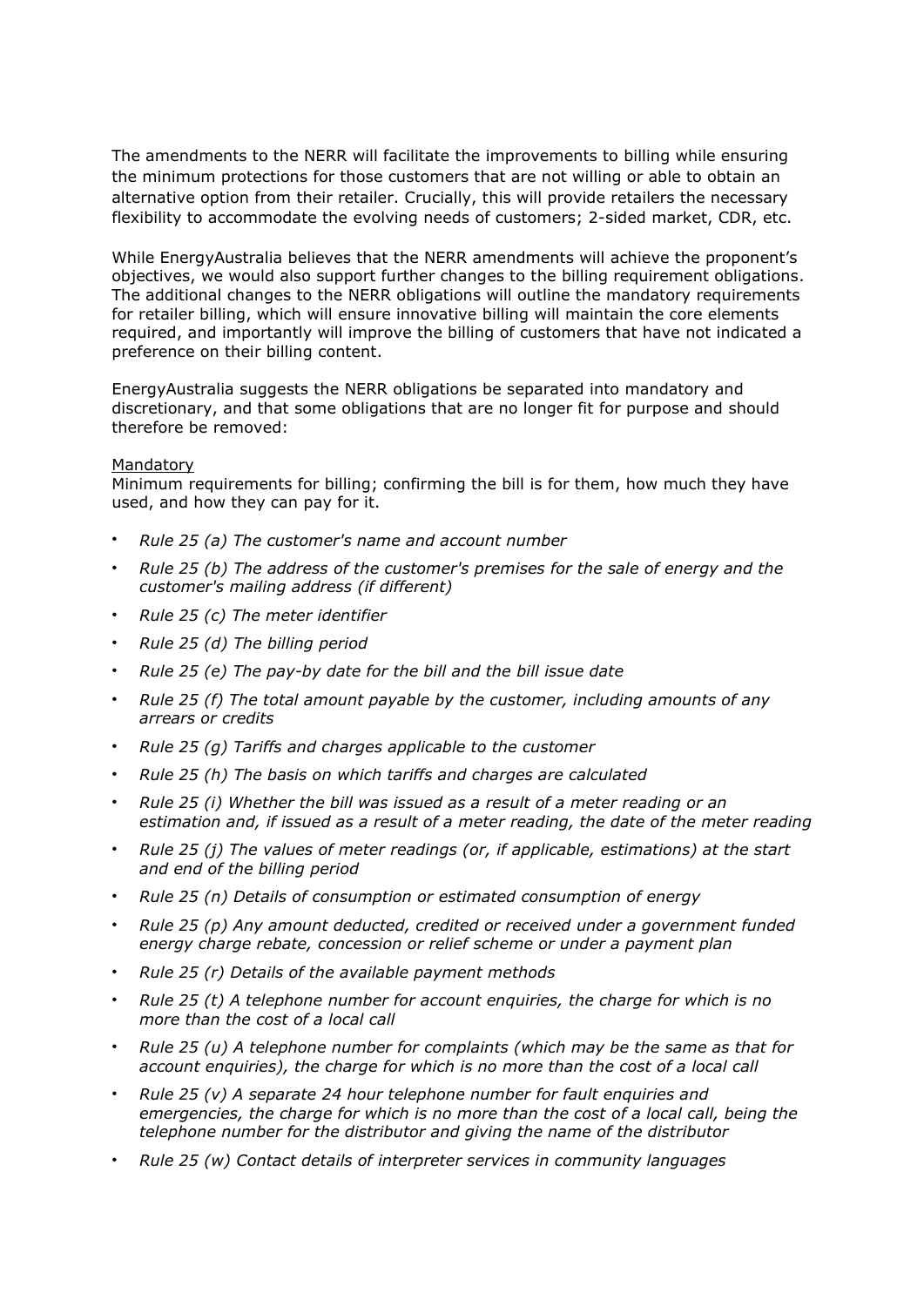The amendments to the NERR will facilitate the improvements to billing while ensuring the minimum protections for those customers that are not willing or able to obtain an alternative option from their retailer. Crucially, this will provide retailers the necessary flexibility to accommodate the evolving needs of customers; 2-sided market, CDR, etc.

While EnergyAustralia believes that the NERR amendments will achieve the proponent's objectives, we would also support further changes to the billing requirement obligations. The additional changes to the NERR obligations will outline the mandatory requirements for retailer billing, which will ensure innovative billing will maintain the core elements required, and importantly will improve the billing of customers that have not indicated a preference on their billing content.

EnergyAustralia suggests the NERR obligations be separated into mandatory and discretionary, and that some obligations that are no longer fit for purpose and should therefore be removed:

<u>Mandatory</u>

Minimum requirements for billing; confirming the bill is for them, how much they have used, and how they can pay for it.

- *Rule 25 (a) The customer's name and account number*
- *Rule 25 (b) The address of the customer's premises for the sale of energy and the customer's mailing address (if different)*
- *Rule 25 (c) The meter identifier*
- *Rule 25 (d) The billing period*
- *Rule 25 (e) The pay-by date for the bill and the bill issue date*
- *Rule 25 (f) The total amount payable by the customer, including amounts of any arrears or credits*
- *Rule 25 (g) Tariffs and charges applicable to the customer*
- *Rule 25 (h) The basis on which tariffs and charges are calculated*
- *Rule 25 (i) Whether the bill was issued as a result of a meter reading or an estimation and, if issued as a result of a meter reading, the date of the meter reading*
- *Rule 25 (j) The values of meter readings (or, if applicable, estimations) at the start and end of the billing period*
- *Rule 25 (n) Details of consumption or estimated consumption of energy*
- *Rule 25 (p) Any amount deducted, credited or received under a government funded energy charge rebate, concession or relief scheme or under a payment plan*
- *Rule 25 (r) Details of the available payment methods*
- *Rule 25 (t) A telephone number for account enquiries, the charge for which is no more than the cost of a local call*
- *Rule 25 (u) A telephone number for complaints (which may be the same as that for account enquiries), the charge for which is no more than the cost of a local call*
- *Rule 25 (v) A separate 24 hour telephone number for fault enquiries and emergencies, the charge for which is no more than the cost of a local call, being the telephone number for the distributor and giving the name of the distributor*
- *Rule 25 (w) Contact details of interpreter services in community languages*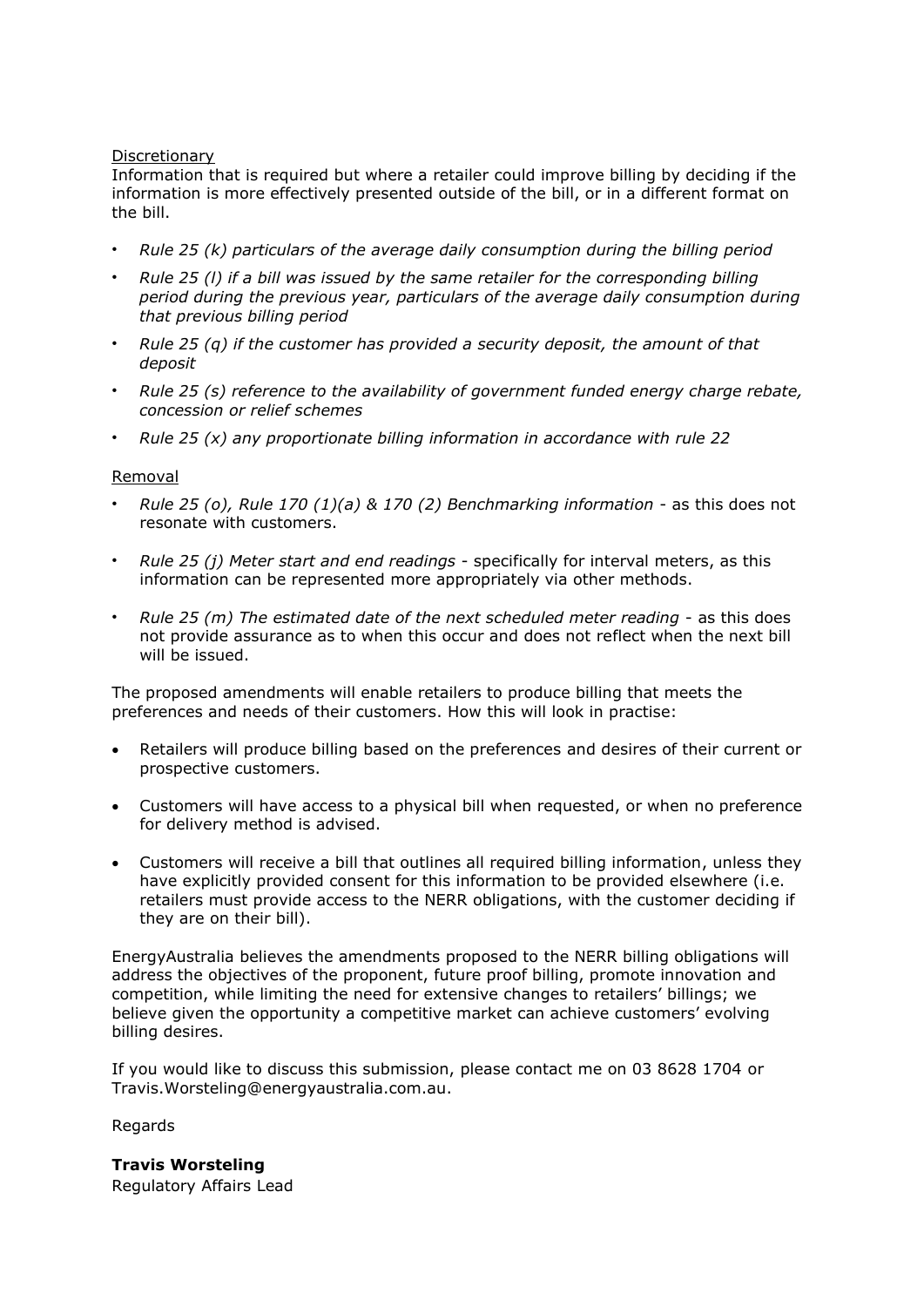Discretionary

Information that is required but where a retailer could improve billing by deciding if the information is more effectively presented outside of the bill, or in a different format on the bill.

- *Rule 25 (k) particulars of the average daily consumption during the billing period*
- *Rule 25 (l) if a bill was issued by the same retailer for the corresponding billing period during the previous year, particulars of the average daily consumption during that previous billing period*
- *Rule 25 (q) if the customer has provided a security deposit, the amount of that deposit*
- *Rule 25 (s) reference to the availability of government funded energy charge rebate, concession or relief schemes*
- *Rule 25 (x) any proportionate billing information in accordance with rule 22*

Removal

- *Rule 25 (o), Rule 170 (1)(a) & 170 (2) Benchmarking information* - as this does not resonate with customers.
- *Rule 25 (j) Meter start and end readings* - specifically for interval meters, as this information can be represented more appropriately via other methods.
- *Rule 25 (m) The estimated date of the next scheduled meter reading* - as this does not provide assurance as to when this occur and does not reflect when the next bill will be issued.

The proposed amendments will enable retailers to produce billing that meets the preferences and needs of their customers. How this will look in practise:

- Retailers will produce billing based on the preferences and desires of their current or prospective customers.
- Customers will have access to a physical bill when requested, or when no preference for delivery method is advised.
- Customers will receive a bill that outlines all required billing information, unless they have explicitly provided consent for this information to be provided elsewhere (i.e. retailers must provide access to the NERR obligations, with the customer deciding if they are on their bill).

EnergyAustralia believes the amendments proposed to the NERR billing obligations will address the objectives of the proponent, future proof billing, promote innovation and competition, while limiting the need for extensive changes to retailers' billings; we believe given the opportunity a competitive market can achieve customers' evolving billing desires.

If you would like to discuss this submission, please contact me on 03 8628 1704 or Travis.Worsteling@energyaustralia.com.au.

Regards

**Travis Worsteling**
Regulatory Affairs Lead